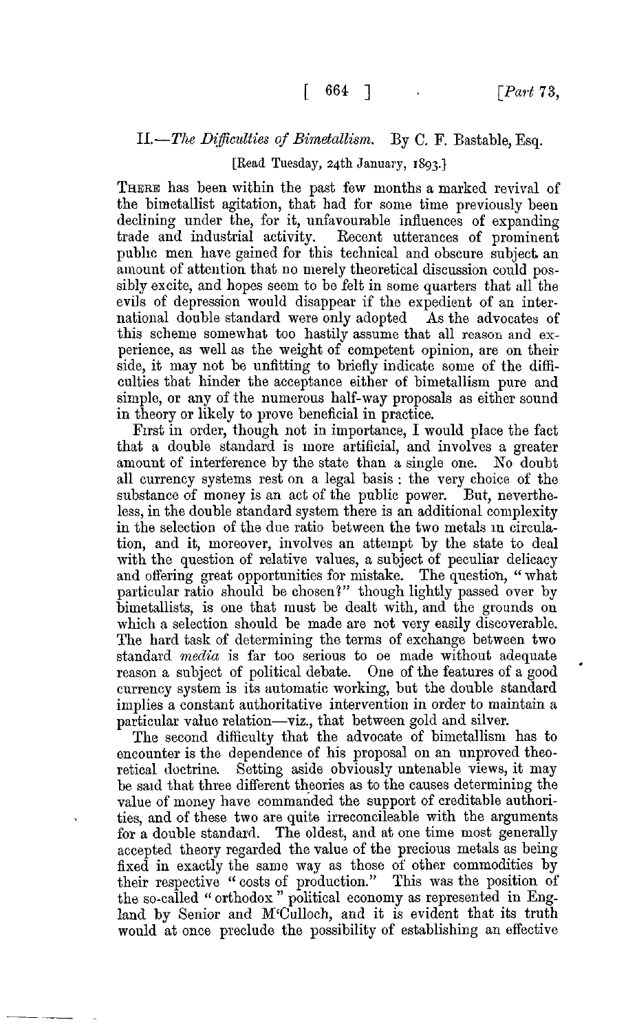## II.—*The Difficulties of Bimetallism.* By C. F. Bastable, Esq.

[Read Tuesday, 24th January, 1893.]

THERE has been within the past few months a marked revival of the bimetallist agitation, that had for some time previously been declining under the, for it, unfavourable influences of expanding trade and industrial activity. Recent utterances of prominent public men have gained for this technical and obscure subject an amount of attention that no merely theoretical discussion could possibly excite, and hopes seem to be felt in some quarters that all the evils of depression would disappear if the expedient of an international double standard were only adopted As the advocates of this scheme somewhat too hastily assume that all reason and experience, as well as the weight of competent opinion, are on their side, it may not be unfitting to briefly indicate some of the difficulties that hinder the acceptance either of bimetallism pure and simple, or any of the numerous half-way proposals as either sound in theory or likely to prove beneficial in practice.

First in order, though not in importance, I would place the fact that a double standard is more artificial, and involves a greater amount of interference by the state than a single one. No doubt all currency systems rest on a legal basis: the very choice of the substance of money is an act of the public power. But, nevertheless, in the double standard system there is an additional complexity in the selection of the due ratio between the two metals in circulation, and it, moreover, involves an attempt by the state to deal with the question of relative values, a subject of peculiar delicacy and offering great opportunities for mistake. The question, "what particular ratio should be chosen?" though lightly passed over by bimetallists, is one that must be dealt with, and the grounds on which a selection should be made are not very easily discoverable. The hard task of determining the terms of exchange between two standard *media* is far too serious to be made without adequate reason a subject of political debate. One of the features of a good currency system is its automatic working, but the double standard implies a constant authoritative intervention in order to maintain a particular value relation—viz., that between gold and silver.

The second difficulty that the advocate of bimetallism has to encounter is the dependence of his proposal on an unproved theoretical doctrine. Setting aside obviously untenable views, it may be said that three different theories as to the causes determining the value of money have commanded the support of creditable authorities, and of these two are quite irreconcileable with the arguments for a double standard. The oldest, and at one time most generally accepted theory regarded the value of the precious metals as being fixed in exactly the same way as those of other commodities by their respective "costs of production." This was the position of the so-called "orthodox" political economy as represented in England by Senior and M'Culloch, and it is evident that its truth would at once preclude the possibility of establishing an effective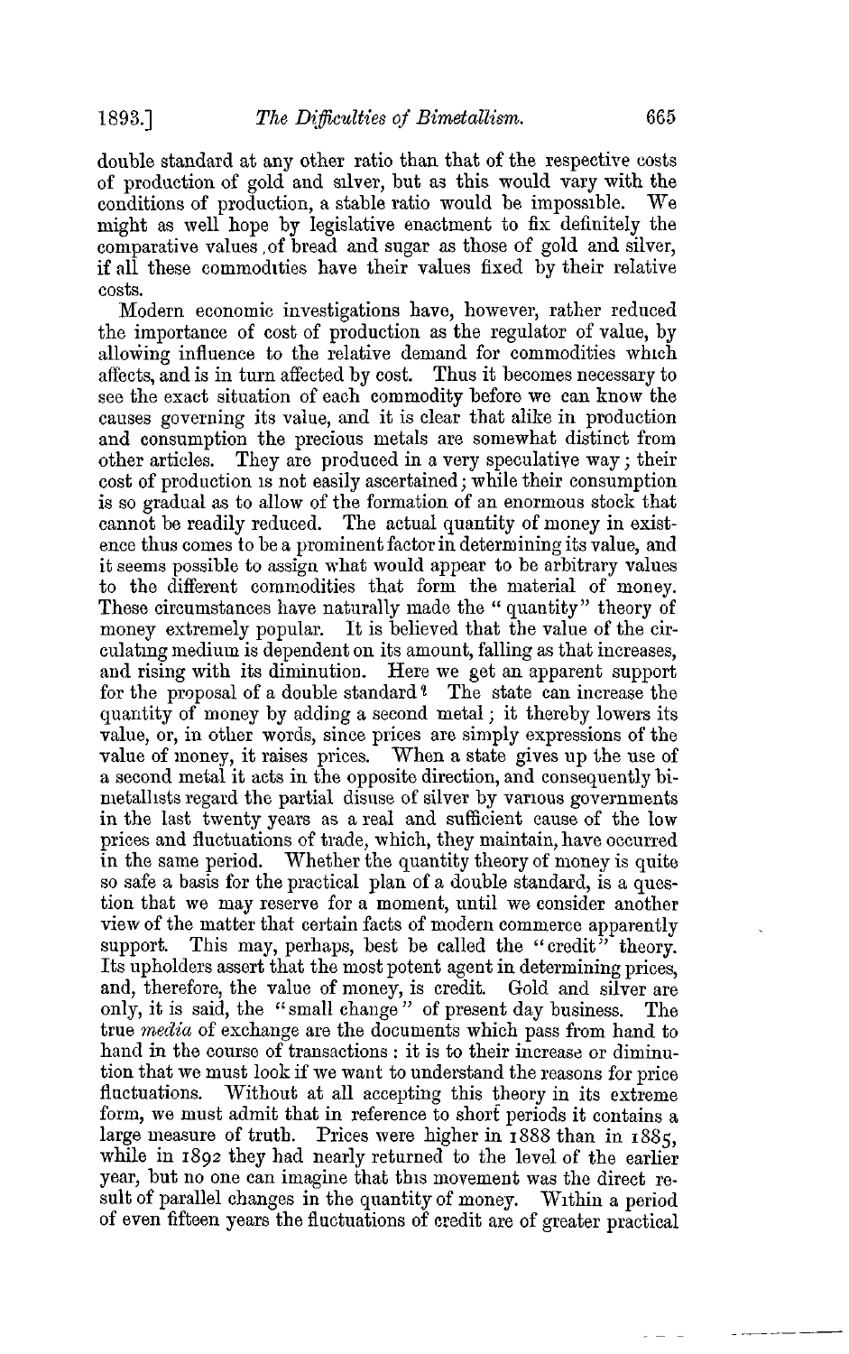double standard at any other ratio than that of the respective costs of production of gold and silver, but as this would vary with the conditions of production, a stable ratio would be impossible. We might as well hope by legislative enactment to fix definitely the comparative values of bread and sugar as those of gold and silver, if all these commodities have their values fixed by their relative costs.

Modern economic investigations have, however, rather reduced the importance of cost of production as the regulator of value, by allowing influence to the relative demand for commodities which affects, and is in turn affected by cost. Thus it becomes necessary to see the exact situation of each commodity before we can know the causes governing its value, and it is clear that alike in production and consumption the precious metals are somewhat distinct from other articles. They are produced in a very speculative way; their cost of production is not easily ascertained; while their consumption is so gradual as to allow of the formation of an enormous stock that cannot be readily reduced. The actual quantity of money in existence thus comes to be a prominent factor in determining its value, and it seems possible to assign what would appear to be arbitrary values to the different commodities that form the material of money. These circumstances have naturally made the "quantity" theory of money extremely popular. It is believed that the value of the circulating medium is dependent on its amount, falling as that increases, and rising with its diminution. Here we get an apparent support for the proposal of a double standard? The state can increase the quantity of money by adding a second metal; it thereby lowers its value, or, in other words, since prices are simply expressions of the value of money, it raises prices. When a state gives up the use of a second metal it acts in the opposite direction, and consequently bimetallists regard the partial disuse of silver by various governments in the last twenty years as a real and sufficient cause of the low prices and fluctuations of trade, which, they maintain, have occurred in the same period. Whether the quantity theory of money is quite so safe a basis for the practical plan of a double standard, is a question that we may reserve for a moment, until we consider another view of the matter that certain facts of modern commerce apparently support. This may, perhaps, best be called the "credit" theory. Its upholders assert that the most potent agent in determining prices, and, therefore, the value of money, is credit. Gold and silver are only, it is said, the "small change" of present day business. The true *media* of exchange are the documents which pass from hand to hand in the course of transactions: it is to their increase or diminution that we must look if we want to understand the reasons for price fluctuations. Without at all accepting this theory in its extreme form, we must admit that in reference to short periods it contains a large measure of truth. Prices were higher in 1888 than in 1885, while in 1892 they had nearly returned to the level of the earlier year, but no one can imagine that this movement was the direct result of parallel changes in the quantity of money. Within a period of even fifteen years the fluctuations of credit are of greater practical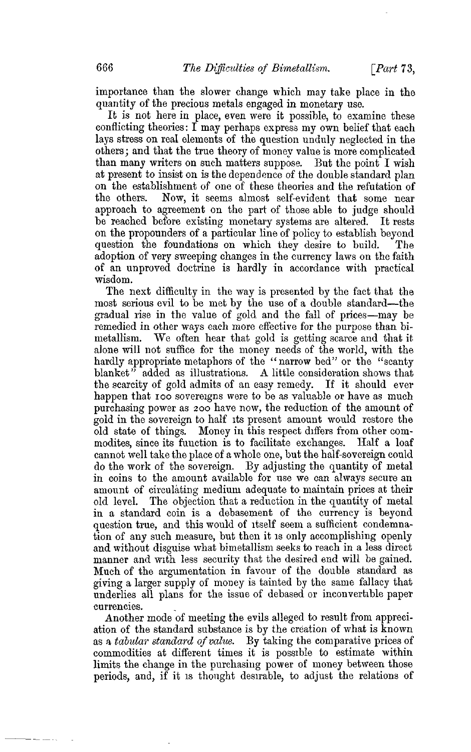importance than the slower change which may take place in the quantity of the precious metals engaged in monetary use.

It is not here in place, even were it possible, to examine these conflicting theories: I may perhaps express my own belief that each lays stress on real elements of the question unduly neglected in the others; and that the true theory of money value is more complicated than many writers on such matters suppose. But the point I wish at present to insist on is the dependence of the double standard plan on the establishment of one of these theories and the refutation of the others. Now, it seems almost self-evident that some near approach to agreement on the part of those able to judge should be reached before existing monetary systems are altered. It rests on the propounders of a particular line of policy to establish beyond question the foundations on which they desire to build. The adoption of very sweeping changes in the currency laws on the faith of an unproved doctrine is hardly in accordance with practical wisdom.

The next difficulty in the way is presented by the fact that the most serious evil to be met by the use of a double standard—the gradual rise in the value of gold and the fall of prices—may be remedied in other ways each more effective for the purpose than bimetallism. We often hear that gold is getting scarce and that it alone will not suffice for the money needs of the world, with the hardly appropriate metaphors of the "narrow bed" or the "scanty blanket" added as illustrations. A little consideration shows that the scarcity of gold admits of an easy remedy. If it should ever happen that 100 sovereigns were to be as valuable or have as much purchasing power as 200 have now, the reduction of the amount of gold in the sovereign to half its present amount would restore the old state of things. Money in this respect differs from other commodites, since its function is to facilitate exchanges. Half a loaf cannot well take the place of a whole one, but the half-sovereign could do the work of the sovereign. By adjusting the quantity of metal in coins to the amount available for use we can always secure an amount of circulating medium adequate to maintain prices at their old level. The objection that a reduction in the quantity of metal in a standard coin is a debasement of the currency is beyond question true, and this would of itself seem a sufficient condemnation of any such measure, but then it is only accomplishing openly and without disguise what bimetallism seeks to reach in a less direct manner and with less security that the desired end will be gained. Much of the argumentation in favour of the double standard as giving a larger supply of money is tainted by the same fallacy that underlies all plans for the issue of debased or inconvertible paper currencies.

Another mode of meeting the evils alleged to result from appreciation of the standard substance is by the creation of what is known as a *tabular standard of value*. By taking the comparative prices of commodities at different times it is possible to estimate within limits the change in the purchasing power of money between those periods, and, if it is thought desirable, to adjust the relations of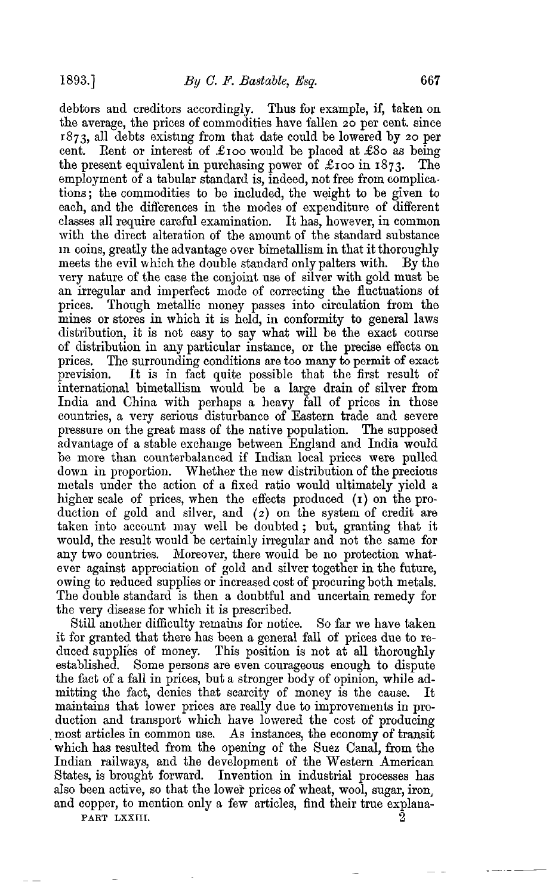debtors and creditors accordingly. Thus for example, if, taken on the average, the prices of commodities have fallen 20 per cent. since 1873, all debts existing from that date could be lowered by 20 per cent. Rent or interest of £100 would be placed at £80 as being the present equivalent in purchasing power of £100 in 1873. The employment of a tabular standard is, indeed, not free from complications; the commodities to be included, the weight to be given to each, and the differences in the modes of expenditure of different classes all require careful examination. It has, however, in common with the direct alteration of the amount of the standard substance in coins, greatly the advantage over bimetallism in that it thoroughly meets the evil which the double standard only palters with. By the very nature of the case the conjoint use of silver with gold must be an irregular and imperfect mode of correcting the fluctuations of prices. Though metallic money passes into circulation from the mines or stores in which it is held, in conformity to general laws distribution, it is not easy to say what will be the exact course of distribution in any particular instance, or the precise effects on prices. The surrounding conditions are too many to permit of exact prevision. It is in fact quite possible that the first result of international bimetallism would be a large drain of silver from India and China with perhaps a heavy fall of prices in those countries, a very serious disturbance of Eastern trade and severe pressure on the great mass of the native population. The supposed advantage of a stable exchange between England and India would be more than counterbalanced if Indian local prices were pulled down in proportion. Whether the new distribution of the precious metals under the action of a fixed ratio would ultimately yield a higher scale of prices, when the effects produced (1) on the production of gold and silver, and (2) on the system of credit are taken into account may well be doubted; but, granting that it would, the result would be certainly irregular and not the same for any two countries. Moreover, there would be no protection whatever against appreciation of gold and silver together in the future, owing to reduced supplies or increased cost of procuring both metals. The double standard is then a doubtful and uncertain remedy for the very disease for which it is prescribed.

Still another difficulty remains for notice. So far we have taken it for granted that there has been a general fall of prices due to reduced supplies of money. This position is not at all thoroughly established. Some persons are even courageous enough to dispute the fact of a fall in prices, but a stronger body of opinion, while admitting the fact, denies that scarcity of money is the cause. It maintains that lower prices are really due to improvements in production and transport which have lowered the cost of producing most articles in common use. As instances, the economy of transit which has resulted from the opening of the Suez Canal, from the Indian railways, and the development of the Western American States, is brought forward. Invention in industrial processes has also been active, so that the lower prices of wheat, wool, sugar, iron, and copper, to mention only a few articles, find their true explana-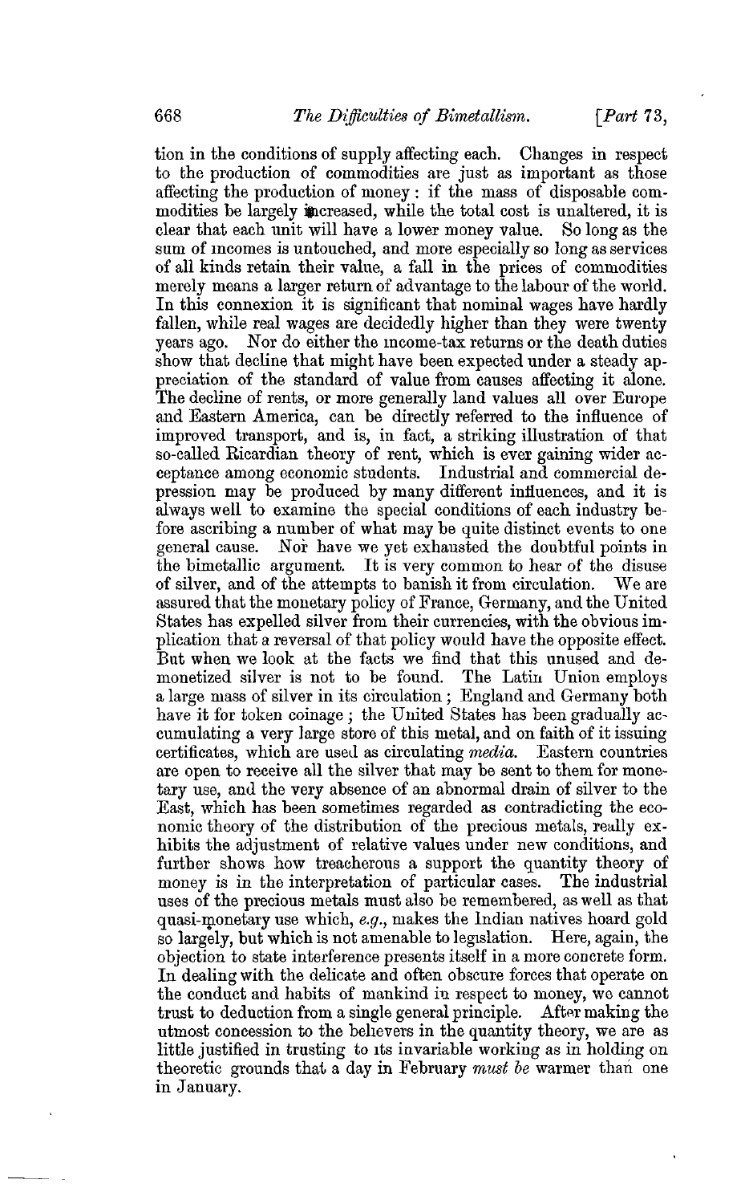tion in the conditions of supply affecting each. Changes in respect to the production of commodities are just as important as those affecting the production of money: if the mass of disposable commodities be largely increased, while the total cost is unaltered, it is clear that each unit will have a lower money value. So long as the sum of incomes is untouched, and more especially so long as services of all kinds retain their value, a fall in the prices of commodities merely means a larger return of advantage to the labour of the world. In this connexion it is significant that nominal wages have hardly fallen, while real wages are decidedly higher than they were twenty years ago. Nor do either the income-tax returns or the death duties show that decline that might have been expected under a steady appreciation of the standard of value from causes affecting it alone. The decline of rents, or more generally land values all over Europe and Eastern America, can be directly referred to the influence of improved transport, and is, in fact, a striking illustration of that so-called Ricardian theory of rent, which is ever gaining wider acceptance among economic students. Industrial and commercial depression may be produced by many different influences, and it is always well to examine the special conditions of each industry before ascribing a number of what may be quite distinct events to one general cause. Nor have we yet exhausted the doubtful points in the bimetallic argument. It is very common to hear of the disuse of silver, and of the attempts to banish it from circulation. We are assured that the monetary policy of France, Germany, and the United States has expelled silver from their currencies, with the obvious implication that a reversal of that policy would have the opposite effect. But when we look at the facts we find that this unused and demonetized silver is not to be found. The Latin Union employs a large mass of silver in its circulation; England and Germany both have it for token coinage; the United States has been gradually accumulating a very large store of this metal, and on faith of it issuing certificates, which are used as circulating *media*. Eastern countries are open to receive all the silver that may be sent to them for monetary use, and the very absence of an abnormal drain of silver to the East, which has been sometimes regarded as contradicting the economic theory of the distribution of the precious metals, really exhibits the adjustment of relative values under new conditions, and further shows how treacherous a support the quantity theory of money is in the interpretation of particular cases. The industrial uses of the precious metals must also be remembered, as well as that quasi-monetary use which, *e.g.*, makes the Indian natives hoard gold so largely, but which is not amenable to legislation. Here, again, the objection to state interference presents itself in a more concrete form. In dealing with the delicate and often obscure forces that operate on the conduct and habits of mankind in respect to money, we cannot trust to deduction from a single general principle. After making the utmost concession to the believers in the quantity theory, we are as little justified in trusting to its invariable working as in holding on theoretic grounds that a day in February *must be* warmer than one in January.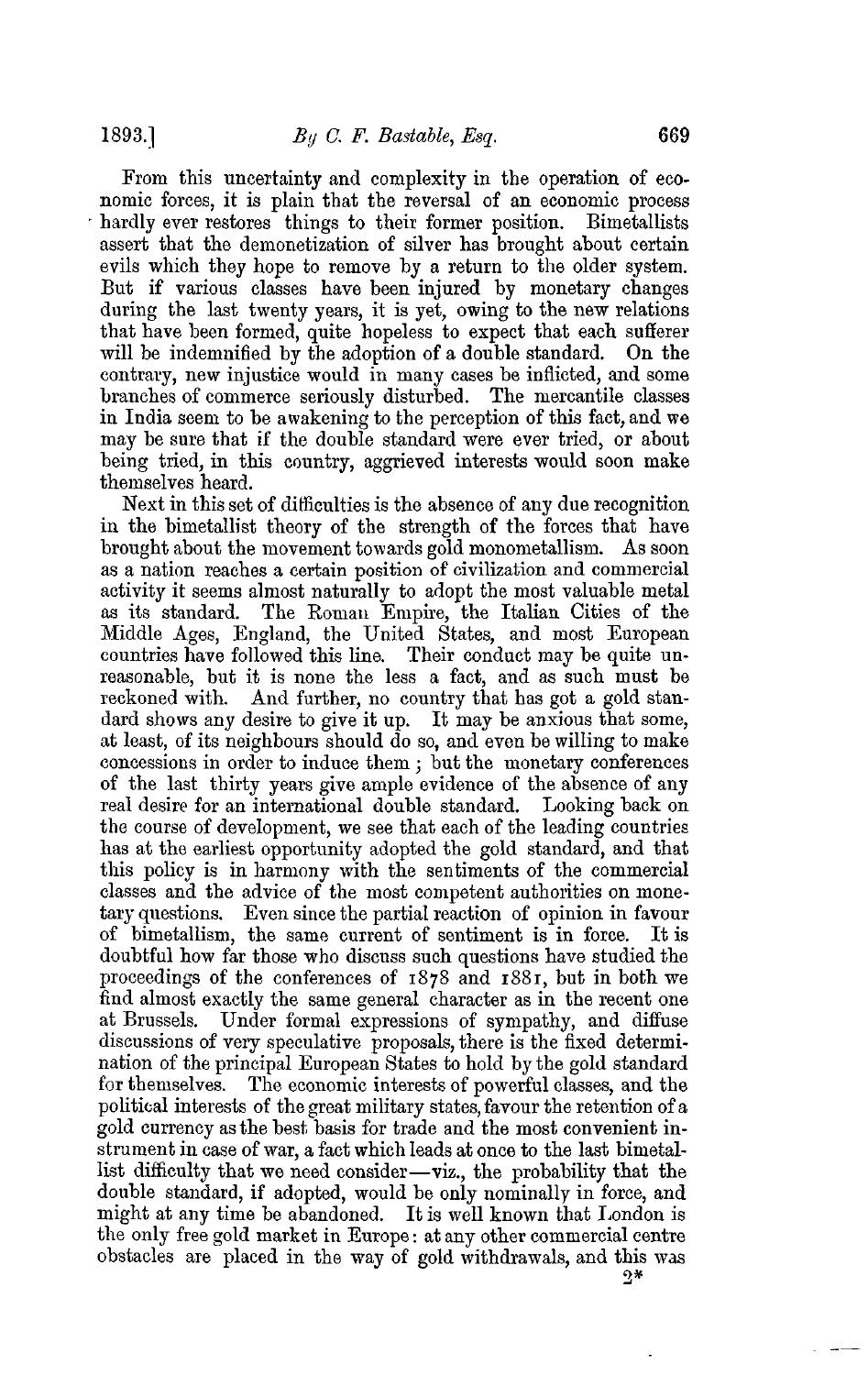From this uncertainty and complexity in the operation of economic forces, it is plain that the reversal of an economic process hardly ever restores things to their former position. Bimetallists assert that the demonetization of silver has brought about certain evils which they hope to remove by a return to the older system. But if various classes have been injured by monetary changes during the last twenty years, it is yet, owing to the new relations that have been formed, quite hopeless to expect that each sufferer will be indemnified by the adoption of a double standard. On the contrary, new injustice would in many cases be inflicted, and some branches of commerce seriously disturbed. The mercantile classes in India seem to be awakening to the perception of this fact, and we may be sure that if the double standard were ever tried, or about being tried, in this country, aggrieved interests would soon make themselves heard.

Next in this set of difficulties is the absence of any due recognition in the bimetallist theory of the strength of the forces that have brought about the movement towards gold monometallism. As soon as a nation reaches a certain position of civilization and commercial activity it seems almost naturally to adopt the most valuable metal as its standard. The Roman Empire, the Italian Cities of the Middle Ages, England, the United States, and most European countries have followed this line. Their conduct may be quite unreasonable, but it is none the less a fact, and as such must be reckoned with. And further, no country that has got a gold standard shows any desire to give it up. It may be anxious that some, at least, of its neighbours should do so, and even be willing to make concessions in order to induce them; but the monetary conferences of the last thirty years give ample evidence of the absence of any real desire for an international double standard. Looking back on the course of development, we see that each of the leading countries has at the earliest opportunity adopted the gold standard, and that this policy is in harmony with the sentiments of the commercial classes and the advice of the most competent authorities on monetary questions. Even since the partial reaction of opinion in favour of bimetallism, the same current of sentiment is in force. It is doubtful how far those who discuss such questions have studied the proceedings of the conferences of 1878 and 1881, but in both we find almost exactly the same general character as in the recent one at Brussels. Under formal expressions of sympathy, and diffuse discussions of very speculative proposals, there is the fixed determination of the principal European States to hold by the gold standard for themselves. The economic interests of powerful classes, and the political interests of the great military states, favour the retention of a gold currency as the best basis for trade and the most convenient instrument in case of war, a fact which leads at once to the last bimetallist difficulty that we need consider—viz., the probability that the double standard, if adopted, would be only nominally in force, and might at any time be abandoned. It is well known that London is the only free gold market in Europe: at any other commercial centre obstacles are placed in the way of gold withdrawals, and this was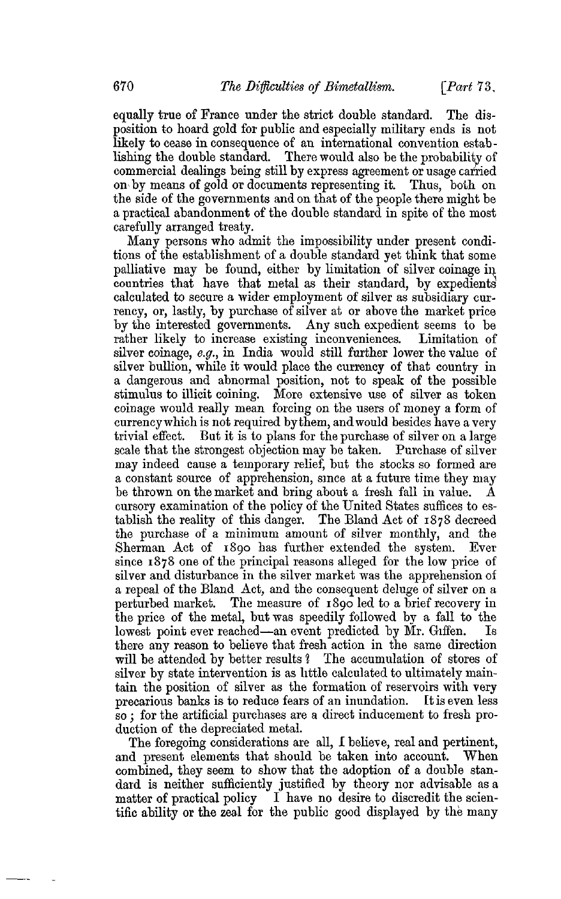equally true of France under the strict double standard. The disposition to hoard gold for public and especially military ends is not likely to cease in consequence of an international convention establishing the double standard. There would also be the probability of commercial dealings being still by express agreement or usage carried on by means of gold or documents representing it. Thus, both on the side of the governments and on that of the people there might be a practical abandonment of the double standard in spite of the most carefully arranged treaty.

Many persons who admit the impossibility under present conditions of the establishment of a double standard yet think that some palliative may be found, either by limitation of silver coinage in countries that have that metal as their standard, by expedients calculated to secure a wider employment of silver as subsidiary currency, or, lastly, by purchase of silver at or above the market price by the interested governments. Any such expedient seems to be rather likely to increase existing inconveniences. Limitation of silver coinage, *e.g.*, in India would still further lower the value of silver bullion, while it would place the currency of that country in a dangerous and abnormal position, not to speak of the possible stimulus to illicit coining. More extensive use of silver as token coinage would really mean forcing on the users of money a form of currency which is not required by them, and would besides have a very trivial effect. But it is to plans for the purchase of silver on a large scale that the strongest objection may be taken. Purchase of silver may indeed cause a temporary relief, but the stocks so formed are a constant source of apprehension, since at a future time they may be thrown on the market and bring about a fresh fall in value. A cursory examination of the policy of the United States suffices to establish the reality of this danger. The Bland Act of 1878 decreed the purchase of a minimum amount of silver monthly, and the Sherman Act of 1890 has further extended the system. Ever since 1878 one of the principal reasons alleged for the low price of silver and disturbance in the silver market was the apprehension of a repeal of the Bland Act, and the consequent deluge of silver on a perturbed market. The measure of 1890 led to a brief recovery in the price of the metal, but was speedily followed by a fall to the lowest point ever reached—an event predicted by Mr. Giffen. Is there any reason to believe that fresh action in the same direction will be attended by better results? The accumulation of stores of silver by state intervention is as little calculated to ultimately maintain the position of silver as the formation of reservoirs with very precarious banks is to reduce fears of an inundation. It is even less so; for the artificial purchases are a direct inducement to fresh production of the depreciated metal.

The foregoing considerations are all, I believe, real and pertinent, and present elements that should be taken into account. When combined, they seem to show that the adoption of a double standard is neither sufficiently justified by theory nor advisable as a matter of practical policy. I have no desire to discredit the scientific ability or the zeal for the public good displayed by the many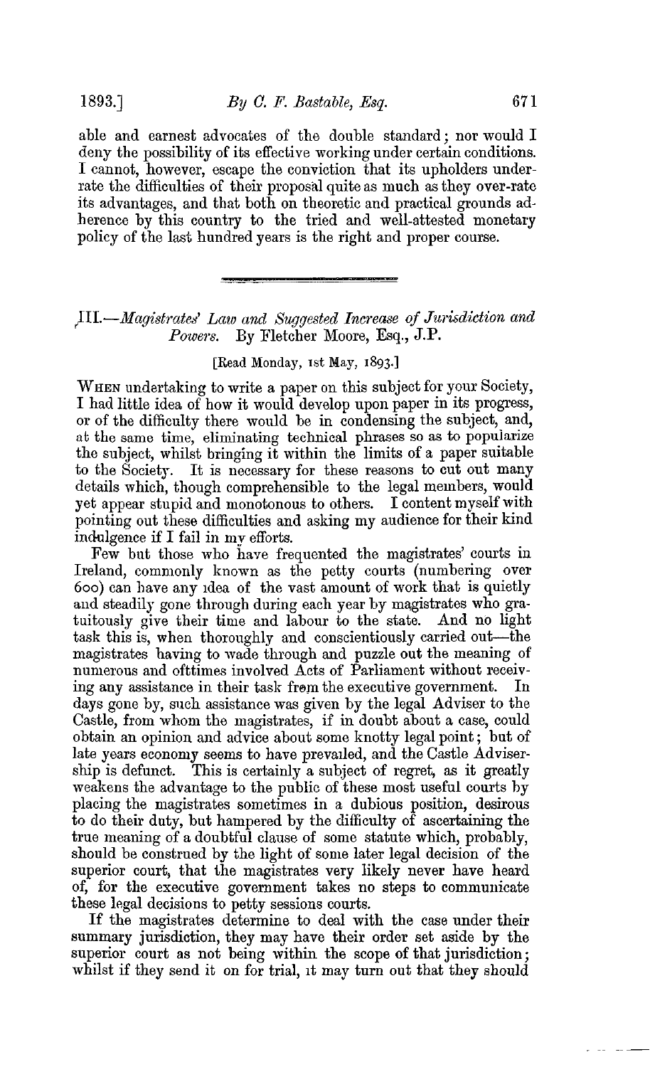able and earnest advocates of the double standard; nor would I deny the possibility of its effective working under certain conditions. I cannot, however, escape the conviction that its upholders underrate the difficulties of their proposal quite as much as they over-rate its advantages, and that both on theoretic and practical grounds adherence by this country to the tried and well-attested monetary policy of the last hundred years is the right and proper course.

---

## III.—*Magistrates' Law and Suggested Increase of Jurisdiction and Powers.* By Fletcher Moore, Esq., J.P.

[Read Monday, 1st May, 1893.]

When undertaking to write a paper on this subject for your Society, I had little idea of how it would develop upon paper in its progress, or of the difficulty there would be in condensing the subject, and, at the same time, eliminating technical phrases so as to popularize the subject, whilst bringing it within the limits of a paper suitable to the Society. It is necessary for these reasons to cut out many details which, though comprehensible to the legal members, would yet appear stupid and monotonous to others. I content myself with pointing out these difficulties and asking my audience for their kind indulgence if I fail in my efforts.

Few but those who have frequented the magistrates' courts in Ireland, commonly known as the petty courts (numbering over 600) can have any idea of the vast amount of work that is quietly and steadily gone through during each year by magistrates who gratuitously give their time and labour to the state. And no light task this is, when thoroughly and conscientiously carried out—the magistrates having to wade through and puzzle out the meaning of numerous and ofttimes involved Acts of Parliament without receiving any assistance in their task from the executive government. In days gone by, such assistance was given by the legal Adviser to the Castle, from whom the magistrates, if in doubt about a case, could obtain an opinion and advice about some knotty legal point; but of late years economy seems to have prevailed, and the Castle Advisership is defunct. This is certainly a subject of regret, as it greatly weakens the advantage to the public of these most useful courts by placing the magistrates sometimes in a dubious position, desirous to do their duty, but hampered by the difficulty of ascertaining the true meaning of a doubtful clause of some statute which, probably, should be construed by the light of some later legal decision of the superior court, that the magistrates very likely never have heard of, for the executive government takes no steps to communicate these legal decisions to petty sessions courts.

If the magistrates determine to deal with the case under their summary jurisdiction, they may have their order set aside by the superior court as not being within the scope of that jurisdiction; whilst if they send it on for trial, it may turn out that they should